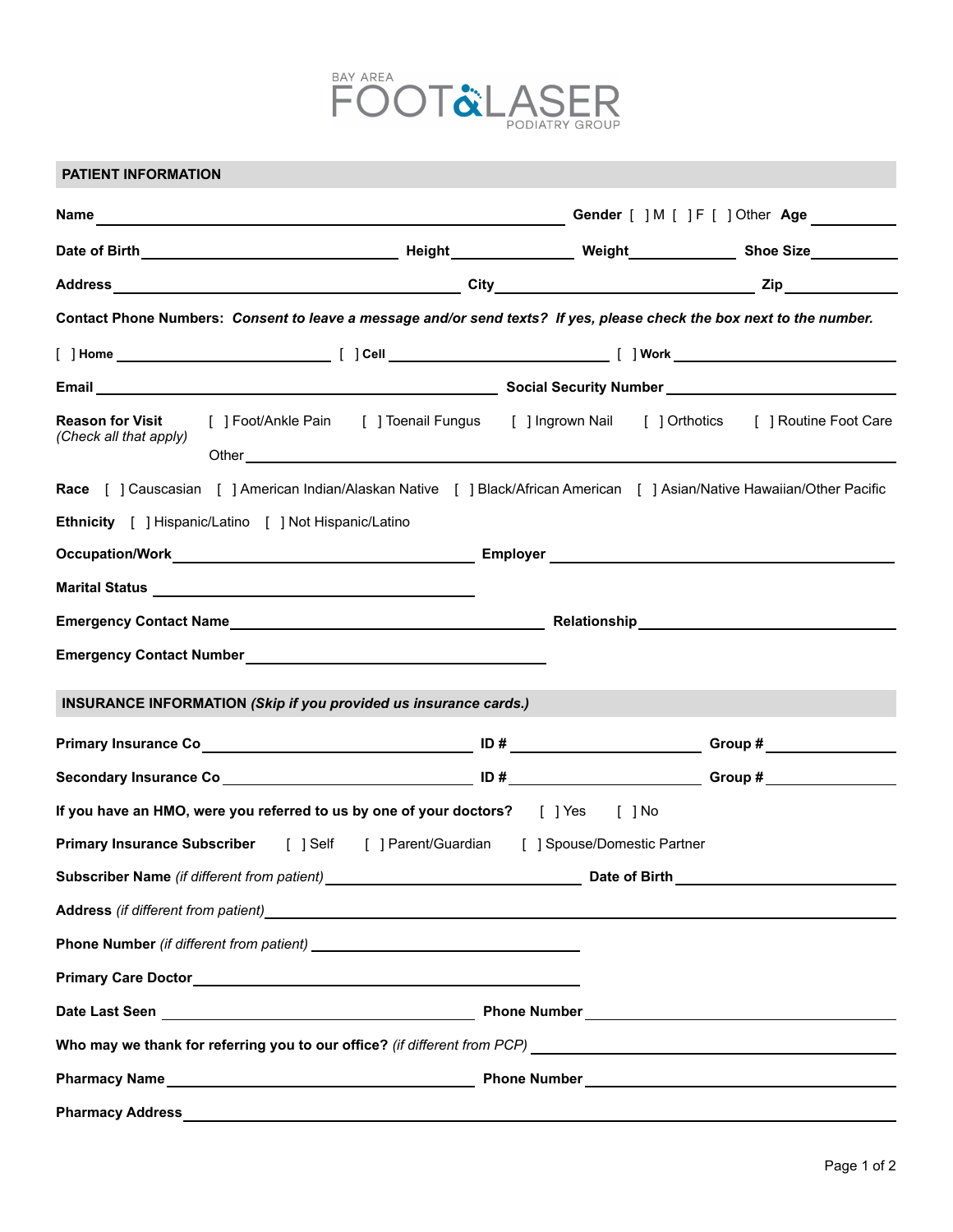# BAY AREA FOOT&LASER PODIATRY GROUP

## PATIENT INFORMATION

**Name** ______________________ **Gender** [ ] M [ ] F [ ] Other **Age** ________

**Date of Birth** ______________ **Height** ________ **Weight** ________ **Shoe Size** ________

**Address** ______________________ **City** ______________ **Zip** ________

**Contact Phone Numbers:** ***Consent to leave a message and/or send texts? If yes, please check the box next to the number.***

[ ] **Home** ______________ [ ] **Cell** ______________ [ ] **Work** ______________

**Email** ______________________ **Social Security Number** ______________

**Reason for Visit** *(Check all that apply)* [ ] Foot/Ankle Pain [ ] Toenail Fungus [ ] Ingrown Nail [ ] Orthotics [ ] Routine Foot Care

Other ______________________

**Race** [ ] Causcasian [ ] American Indian/Alaskan Native [ ] Black/African American [ ] Asian/Native Hawaiian/Other Pacific

**Ethnicity** [ ] Hispanic/Latino [ ] Not Hispanic/Latino

**Occupation/Work** ______________ **Employer** ______________

**Marital Status** ______________

**Emergency Contact Name** ______________ **Relationship** ______________

**Emergency Contact Number** ______________

## INSURANCE INFORMATION *(Skip if you provided us insurance cards.)*

**Primary Insurance Co** ______________ **ID #** ______________ **Group #** ______________

**Secondary Insurance Co** ______________ **ID #** ______________ **Group #** ______________

**If you have an HMO, were you referred to us by one of your doctors?** [ ] Yes [ ] No

**Primary Insurance Subscriber** [ ] Self [ ] Parent/Guardian [ ] Spouse/Domestic Partner

**Subscriber Name** *(if different from patient)* ______________ **Date of Birth** ______________

**Address** *(if different from patient)* ______________________

**Phone Number** *(if different from patient)* ______________

**Primary Care Doctor** ______________

**Date Last Seen** ______________ **Phone Number** ______________

**Who may we thank for referring you to our office?** *(if different from PCP)* ______________

**Pharmacy Name** ______________ **Phone Number** ______________

**Pharmacy Address** ______________________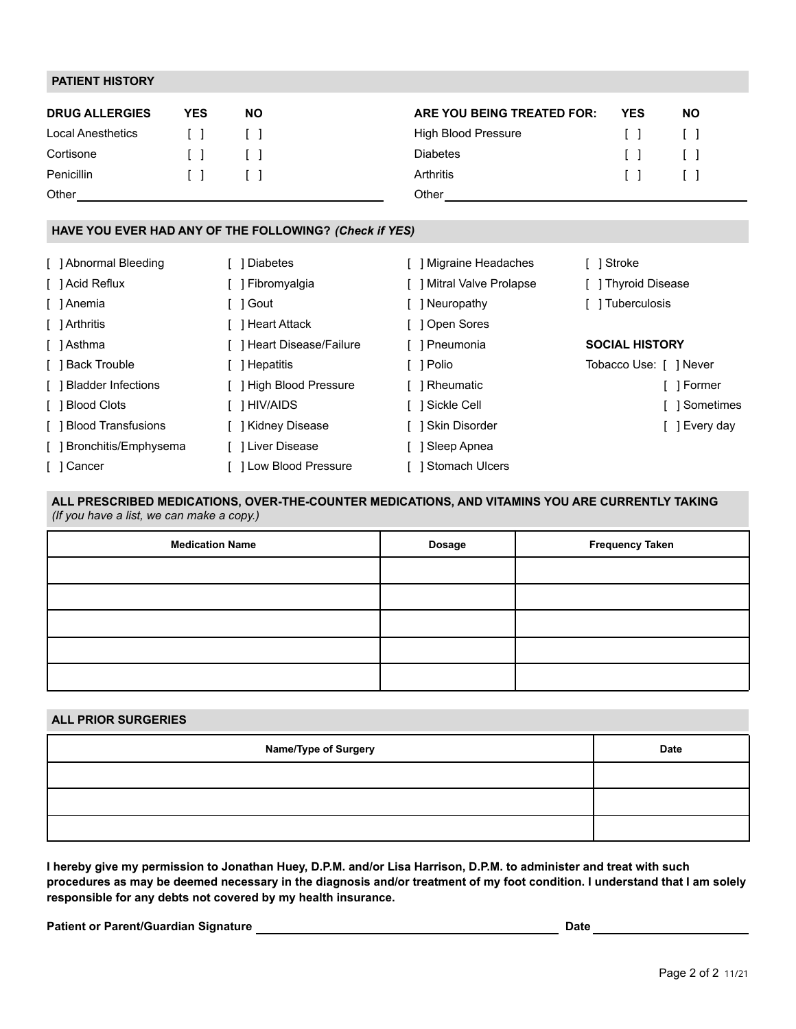## PATIENT HISTORY

| DRUG ALLERGIES | YES | NO |
|---|---|---|
| Local Anesthetics | [ ] | [ ] |
| Cortisone | [ ] | [ ] |
| Penicillin | [ ] | [ ] |

Other ________________________________

| ARE YOU BEING TREATED FOR: | YES | NO |
|---|---|---|
| High Blood Pressure | [ ] | [ ] |
| Diabetes | [ ] | [ ] |
| Arthritis | [ ] | [ ] |

Other ________________________________

## HAVE YOU EVER HAD ANY OF THE FOLLOWING? *(Check if YES)*

[ ] Abnormal Bleeding
[ ] Acid Reflux
[ ] Anemia
[ ] Arthritis
[ ] Asthma
[ ] Back Trouble
[ ] Bladder Infections
[ ] Blood Clots
[ ] Blood Transfusions
[ ] Bronchitis/Emphysema
[ ] Cancer
[ ] Diabetes
[ ] Fibromyalgia
[ ] Gout
[ ] Heart Attack
[ ] Heart Disease/Failure
[ ] Hepatitis
[ ] High Blood Pressure
[ ] HIV/AIDS
[ ] Kidney Disease
[ ] Liver Disease
[ ] Low Blood Pressure
[ ] Migraine Headaches
[ ] Mitral Valve Prolapse
[ ] Neuropathy
[ ] Open Sores
[ ] Pneumonia
[ ] Polio
[ ] Rheumatic
[ ] Sickle Cell
[ ] Skin Disorder
[ ] Sleep Apnea
[ ] Stomach Ulcers
[ ] Stroke
[ ] Thyroid Disease
[ ] Tuberculosis

### SOCIAL HISTORY

Tobacco Use: [ ] Never
[ ] Former
[ ] Sometimes
[ ] Every day

## ALL PRESCRIBED MEDICATIONS, OVER-THE-COUNTER MEDICATIONS, AND VITAMINS YOU ARE CURRENTLY TAKING

*(If you have a list, we can make a copy.)*

| Medication Name | Dosage | Frequency Taken |
|---|---|---|
| | | |
| | | |
| | | |
| | | |
| | | |

## ALL PRIOR SURGERIES

| Name/Type of Surgery | Date |
|---|---|
| | |
| | |
| | |

**I hereby give my permission to Jonathan Huey, D.P.M. and/or Lisa Harrison, D.P.M. to administer and treat with such procedures as may be deemed necessary in the diagnosis and/or treatment of my foot condition. I understand that I am solely responsible for any debts not covered by my health insurance.**

**Patient or Parent/Guardian Signature** ________________________________ **Date** ________________

11/21